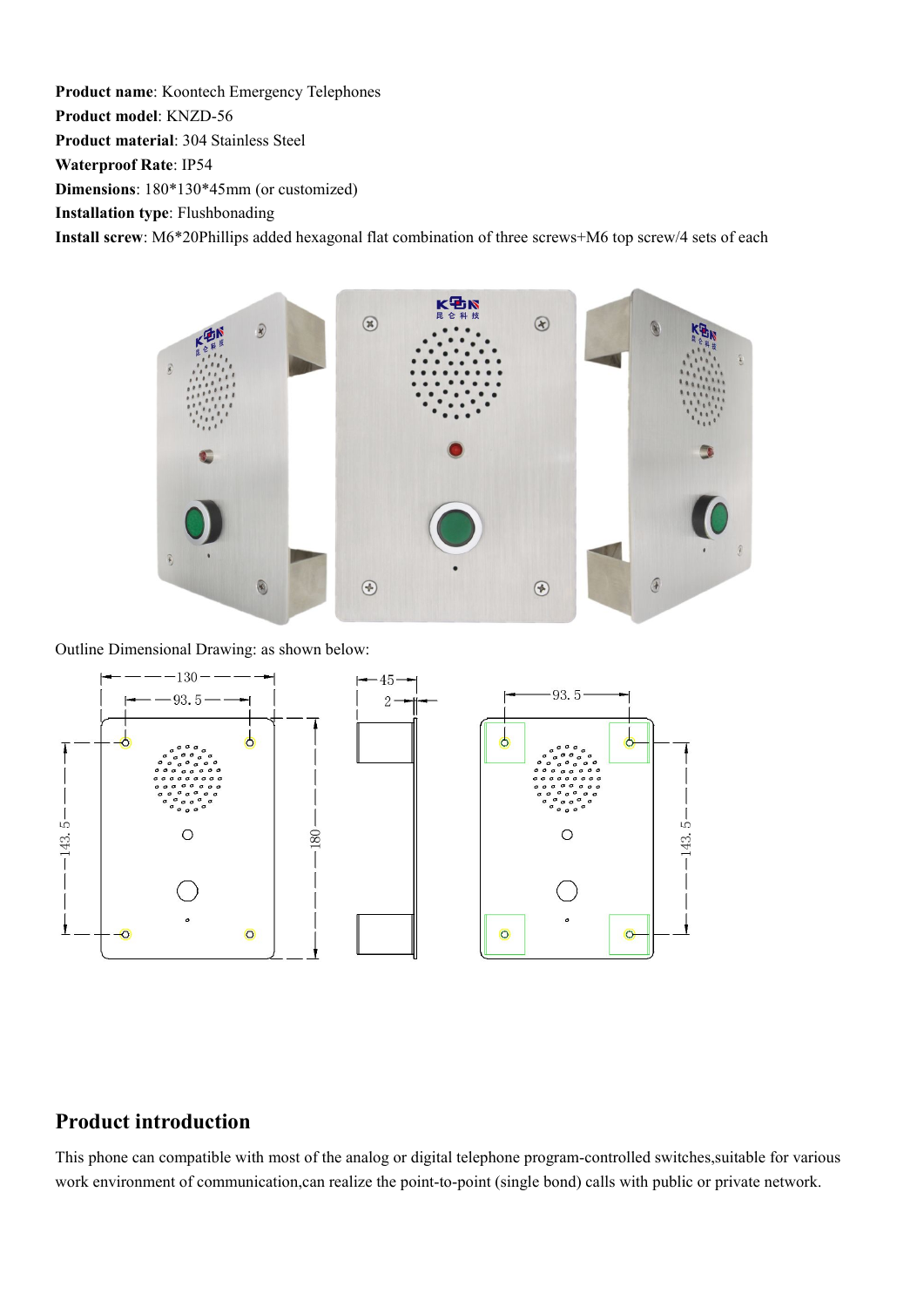**Product name**: Koontech Emergency Telephones

**Product model**: KNZD-56

**Product material**: 304 Stainless Steel

**Waterproof Rate**: IP54

**Dimensions**: 180*130*45mm (or customized)

**Installation type**: Flushbonading

**Install screw**: M6*20Phillips added hexagonal flat combination of three screws+M6 top screw/4 sets of each

Outline Dimensional Drawing: as shown below:

## Product introduction

This phone can compatible with most of the analog or digital telephone program-controlled switches,suitable for various work environment of communication,can realize the point-to-point (single bond) calls with public or private network.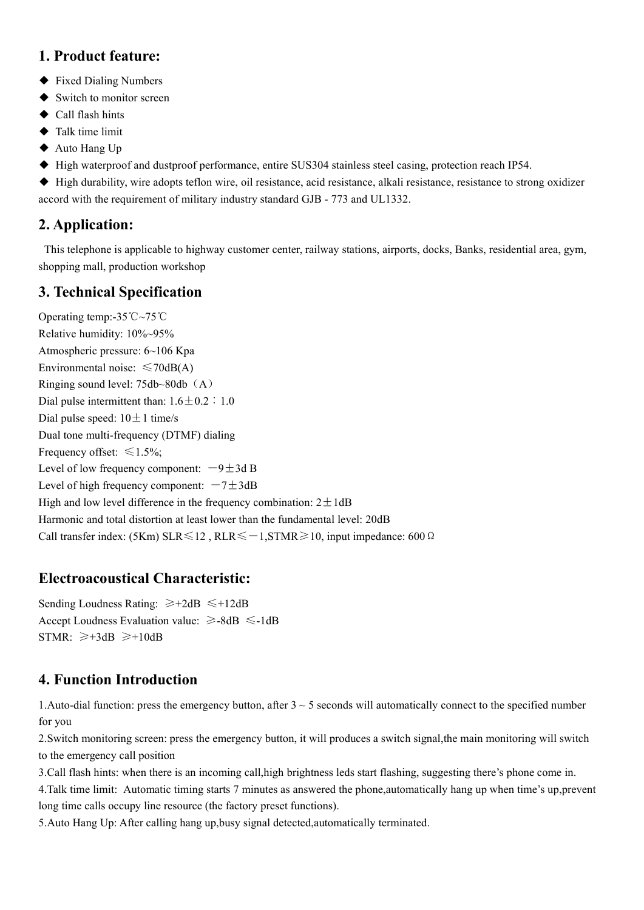## 1. Product feature:

- Fixed Dialing Numbers
- Switch to monitor screen
- Call flash hints
- Talk time limit
- Auto Hang Up
- High waterproof and dustproof performance, entire SUS304 stainless steel casing, protection reach IP54.
- High durability, wire adopts teflon wire, oil resistance, acid resistance, alkali resistance, resistance to strong oxidizer accord with the requirement of military industry standard GJB - 773 and UL1332.

## 2. Application:

This telephone is applicable to highway customer center, railway stations, airports, docks, Banks, residential area, gym, shopping mall, production workshop

## 3. Technical Specification

Operating temp:-35℃~75℃
Relative humidity: 10%~95%
Atmospheric pressure: 6~106 Kpa
Environmental noise: ≤70dB(A)
Ringing sound level: 75db~80db（A）
Dial pulse intermittent than: 1.6±0.2：1.0
Dial pulse speed: 10±1 time/s
Dual tone multi-frequency (DTMF) dialing
Frequency offset: ≤1.5%;
Level of low frequency component: －9±3d B
Level of high frequency component: －7±3dB
High and low level difference in the frequency combination: 2±1dB
Harmonic and total distortion at least lower than the fundamental level: 20dB
Call transfer index: (5Km) SLR≤12 , RLR≤－1,STMR≥10, input impedance: 600Ω

## Electroacoustical Characteristic:

Sending Loudness Rating: ≥+2dB ≤+12dB
Accept Loudness Evaluation value: ≥-8dB ≤-1dB
STMR: ≥+3dB ≥+10dB

## 4. Function Introduction

1.Auto-dial function: press the emergency button, after 3 ~ 5 seconds will automatically connect to the specified number for you
2.Switch monitoring screen: press the emergency button, it will produces a switch signal,the main monitoring will switch to the emergency call position
3.Call flash hints: when there is an incoming call,high brightness leds start flashing, suggesting there's phone come in.
4.Talk time limit: Automatic timing starts 7 minutes as answered the phone,automatically hang up when time's up,prevent long time calls occupy line resource (the factory preset functions).
5.Auto Hang Up: After calling hang up,busy signal detected,automatically terminated.